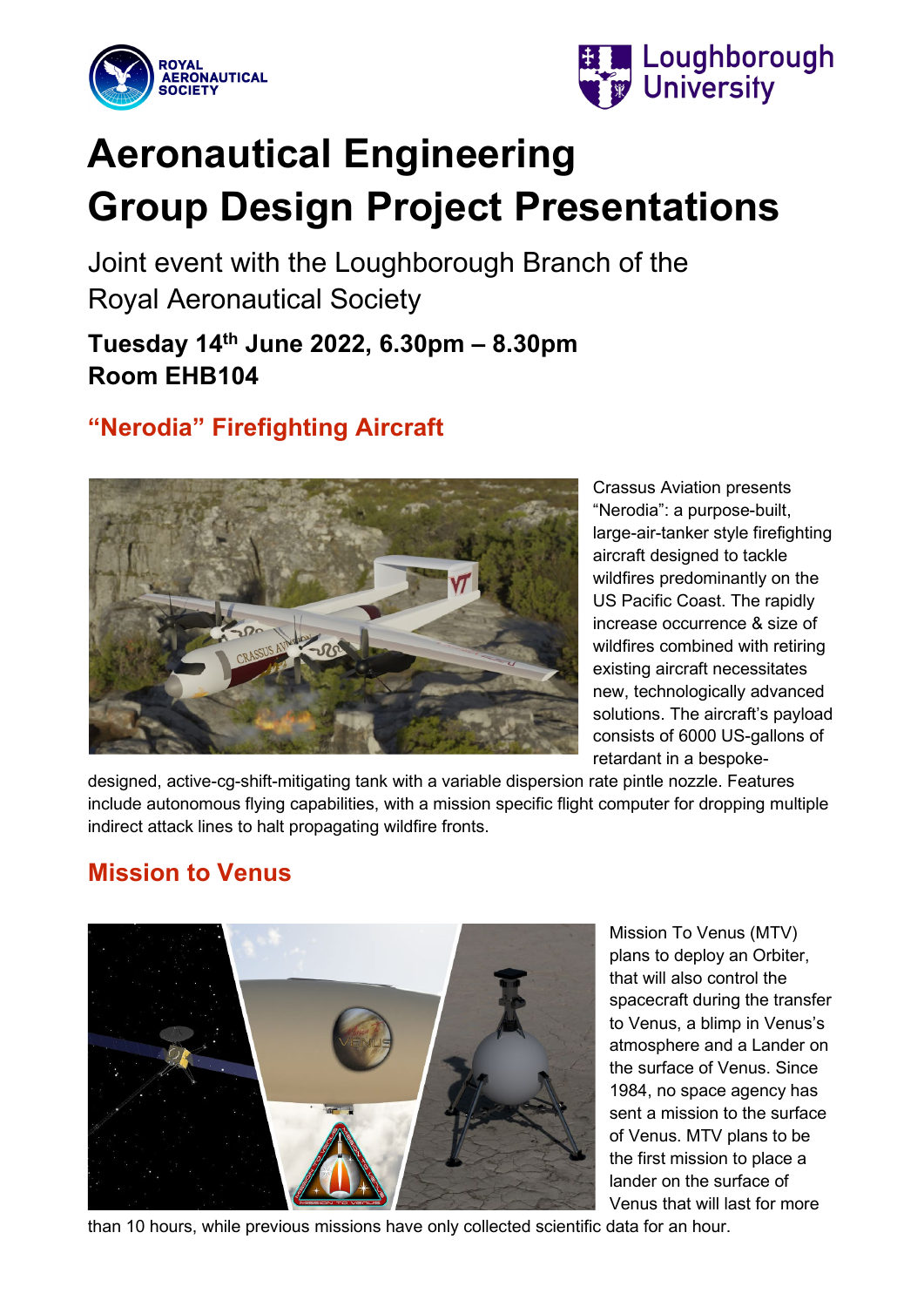ROYAL AERONAUTICAL SOCIETY

Loughborough University

# Aeronautical Engineering Group Design Project Presentations

Joint event with the Loughborough Branch of the Royal Aeronautical Society

**Tuesday 14th June 2022, 6.30pm – 8.30pm**
**Room EHB104**

## "Nerodia" Firefighting Aircraft

Crassus Aviation presents "Nerodia": a purpose-built, large-air-tanker style firefighting aircraft designed to tackle wildfires predominantly on the US Pacific Coast. The rapidly increase occurrence & size of wildfires combined with retiring existing aircraft necessitates new, technologically advanced solutions. The aircraft's payload consists of 6000 US-gallons of retardant in a bespoke-designed, active-cg-shift-mitigating tank with a variable dispersion rate pintle nozzle. Features include autonomous flying capabilities, with a mission specific flight computer for dropping multiple indirect attack lines to halt propagating wildfire fronts.

## Mission to Venus

Mission To Venus (MTV) plans to deploy an Orbiter, that will also control the spacecraft during the transfer to Venus, a blimp in Venus's atmosphere and a Lander on the surface of Venus. Since 1984, no space agency has sent a mission to the surface of Venus. MTV plans to be the first mission to place a lander on the surface of Venus that will last for more than 10 hours, while previous missions have only collected scientific data for an hour.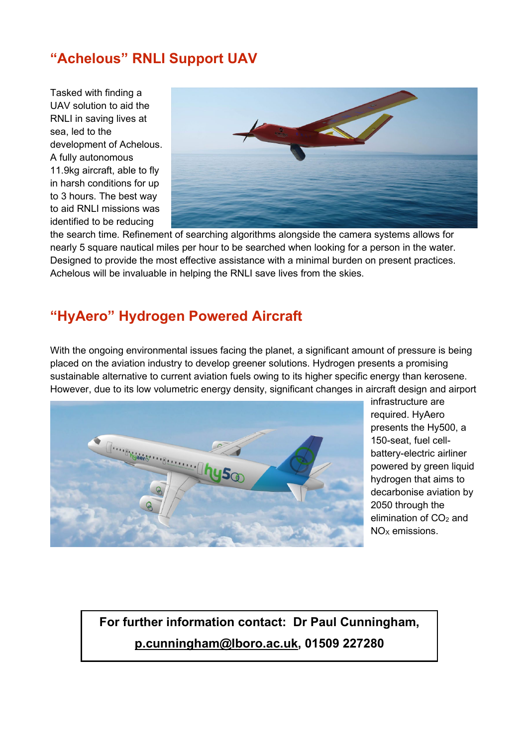## “Achelous” RNLI Support UAV

Tasked with finding a UAV solution to aid the RNLI in saving lives at sea, led to the development of Achelous. A fully autonomous 11.9kg aircraft, able to fly in harsh conditions for up to 3 hours. The best way to aid RNLI missions was identified to be reducing the search time. Refinement of searching algorithms alongside the camera systems allows for nearly 5 square nautical miles per hour to be searched when looking for a person in the water. Designed to provide the most effective assistance with a minimal burden on present practices. Achelous will be invaluable in helping the RNLI save lives from the skies.

## “HyAero” Hydrogen Powered Aircraft

With the ongoing environmental issues facing the planet, a significant amount of pressure is being placed on the aviation industry to develop greener solutions. Hydrogen presents a promising sustainable alternative to current aviation fuels owing to its higher specific energy than kerosene. However, due to its low volumetric energy density, significant changes in aircraft design and airport infrastructure are required. HyAero presents the Hy500, a 150-seat, fuel cell-battery-electric airliner powered by green liquid hydrogen that aims to decarbonise aviation by 2050 through the elimination of $CO_2$ and $NO_X$ emissions.

**For further information contact: Dr Paul Cunningham, p.cunningham@lboro.ac.uk, 01509 227280**